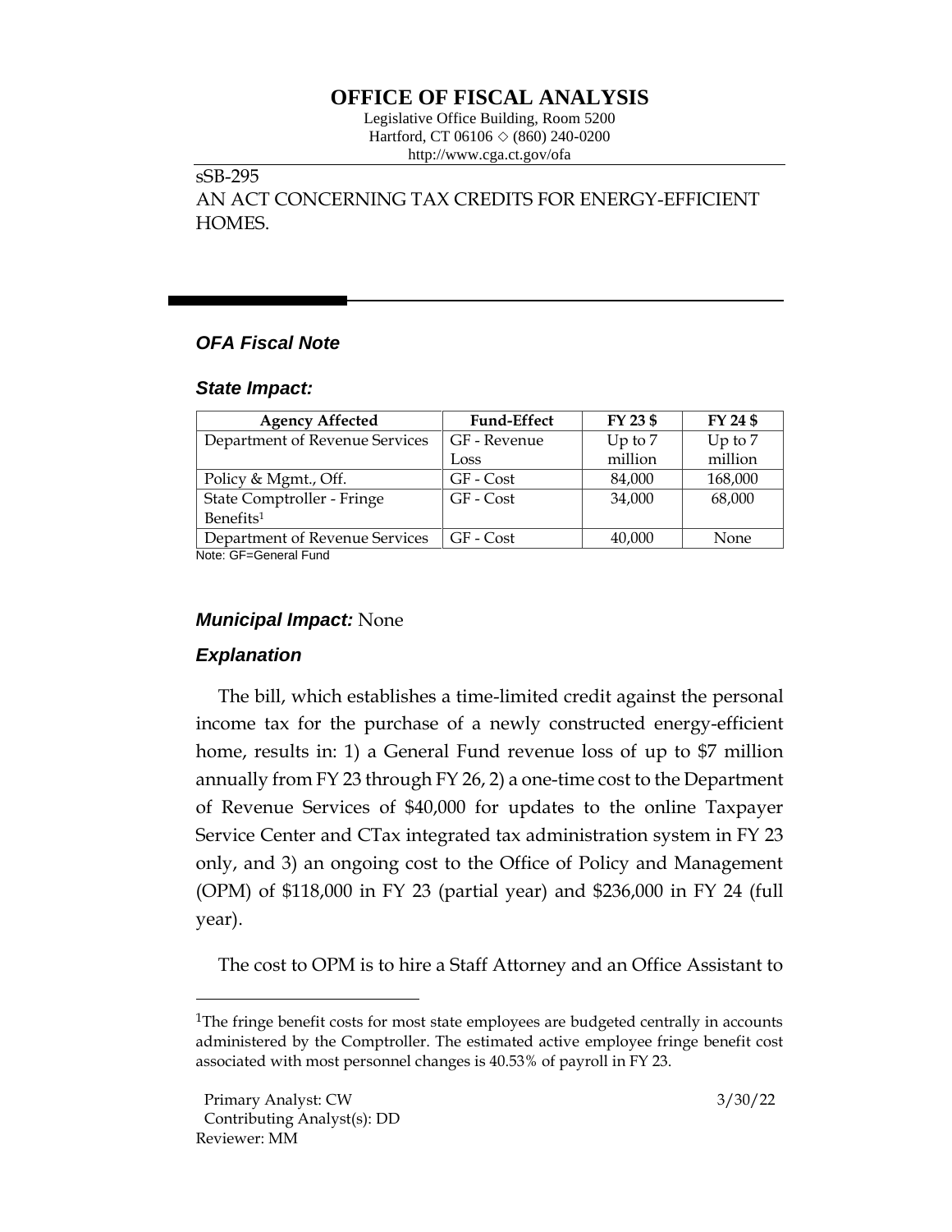# OFFICE OF FISCAL ANALYSIS

Legislative Office Building, Room 5200
Hartford, CT 06106 ◇ (860) 240-0200
http://www.cga.ct.gov/ofa

sSB-295
AN ACT CONCERNING TAX CREDITS FOR ENERGY-EFFICIENT HOMES.

## *OFA Fiscal Note*

### *State Impact:*

| Agency Affected | Fund-Effect | FY 23 $ | FY 24 $ |
|---|---|---|---|
| Department of Revenue Services | GF - Revenue Loss | Up to 7 million | Up to 7 million |
| Policy & Mgmt., Off. | GF - Cost | 84,000 | 168,000 |
| State Comptroller - Fringe Benefits[1] | GF - Cost | 34,000 | 68,000 |
| Department of Revenue Services | GF - Cost | 40,000 | None |

Note: GF=General Fund

### *Municipal Impact:* None

### *Explanation*

The bill, which establishes a time-limited credit against the personal income tax for the purchase of a newly constructed energy-efficient home, results in: 1) a General Fund revenue loss of up to $7 million annually from FY 23 through FY 26, 2) a one-time cost to the Department of Revenue Services of $40,000 for updates to the online Taxpayer Service Center and CTax integrated tax administration system in FY 23 only, and 3) an ongoing cost to the Office of Policy and Management (OPM) of $118,000 in FY 23 (partial year) and $236,000 in FY 24 (full year).

The cost to OPM is to hire a Staff Attorney and an Office Assistant to

[1]The fringe benefit costs for most state employees are budgeted centrally in accounts administered by the Comptroller. The estimated active employee fringe benefit cost associated with most personnel changes is 40.53% of payroll in FY 23.

Primary Analyst: CW
Contributing Analyst(s): DD
Reviewer: MM

3/30/22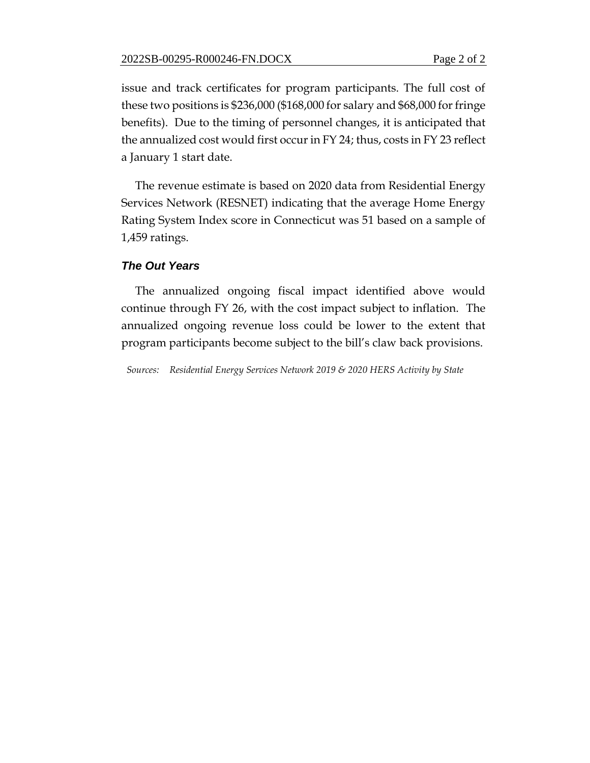issue and track certificates for program participants. The full cost of these two positions is $236,000 ($168,000 for salary and $68,000 for fringe benefits). Due to the timing of personnel changes, it is anticipated that the annualized cost would first occur in FY 24; thus, costs in FY 23 reflect a January 1 start date.

The revenue estimate is based on 2020 data from Residential Energy Services Network (RESNET) indicating that the average Home Energy Rating System Index score in Connecticut was 51 based on a sample of 1,459 ratings.

### *The Out Years*

The annualized ongoing fiscal impact identified above would continue through FY 26, with the cost impact subject to inflation. The annualized ongoing revenue loss could be lower to the extent that program participants become subject to the bill's claw back provisions.

*Sources: Residential Energy Services Network 2019 & 2020 HERS Activity by State*